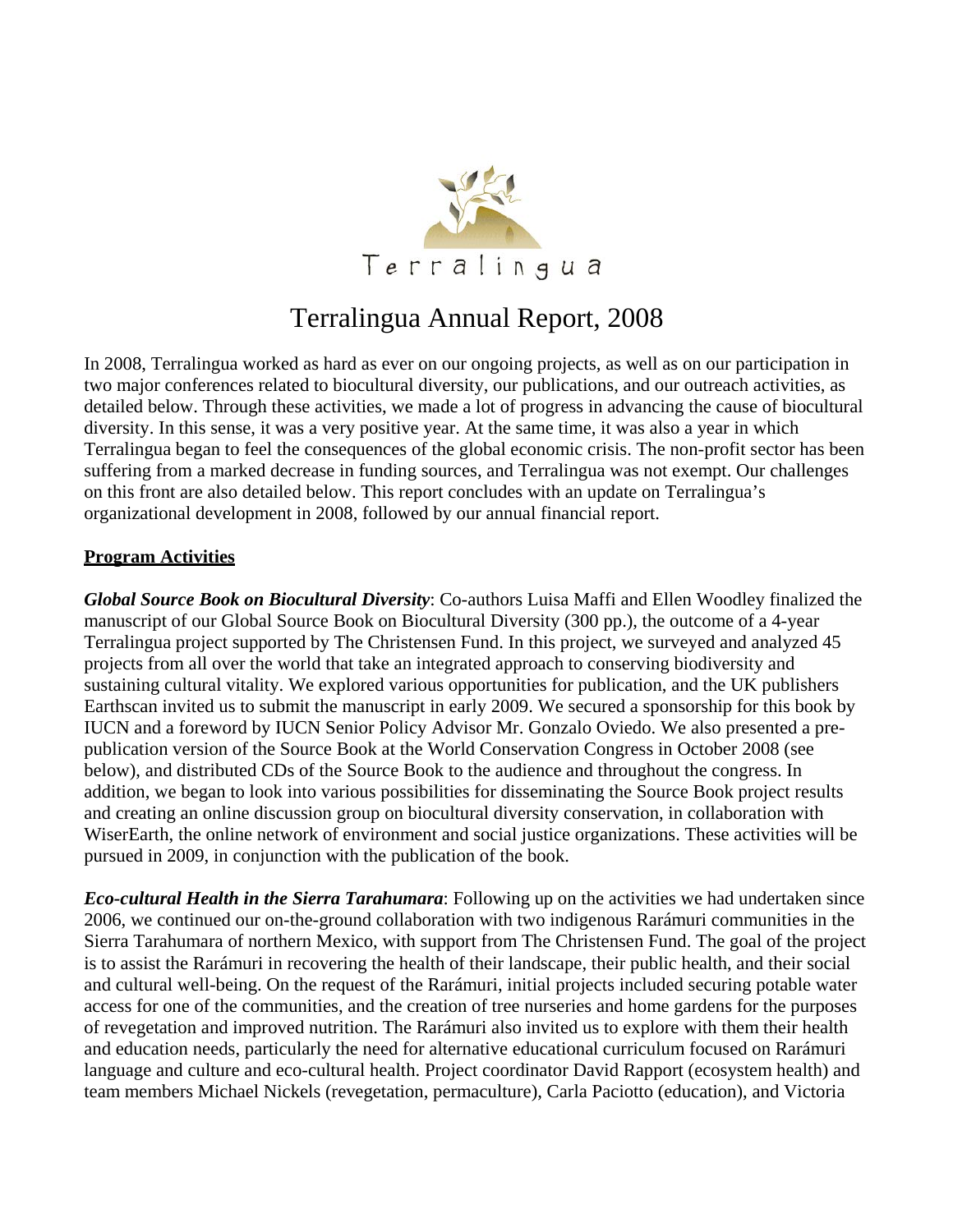Terralingua

# Terralingua Annual Report, 2008

In 2008, Terralingua worked as hard as ever on our ongoing projects, as well as on our participation in two major conferences related to biocultural diversity, our publications, and our outreach activities, as detailed below. Through these activities, we made a lot of progress in advancing the cause of biocultural diversity. In this sense, it was a very positive year. At the same time, it was also a year in which Terralingua began to feel the consequences of the global economic crisis. The non-profit sector has been suffering from a marked decrease in funding sources, and Terralingua was not exempt. Our challenges on this front are also detailed below. This report concludes with an update on Terralingua's organizational development in 2008, followed by our annual financial report.

## Program Activities

***Global Source Book on Biocultural Diversity***: Co-authors Luisa Maffi and Ellen Woodley finalized the manuscript of our Global Source Book on Biocultural Diversity (300 pp.), the outcome of a 4-year Terralingua project supported by The Christensen Fund. In this project, we surveyed and analyzed 45 projects from all over the world that take an integrated approach to conserving biodiversity and sustaining cultural vitality. We explored various opportunities for publication, and the UK publishers Earthscan invited us to submit the manuscript in early 2009. We secured a sponsorship for this book by IUCN and a foreword by IUCN Senior Policy Advisor Mr. Gonzalo Oviedo. We also presented a pre-publication version of the Source Book at the World Conservation Congress in October 2008 (see below), and distributed CDs of the Source Book to the audience and throughout the congress. In addition, we began to look into various possibilities for disseminating the Source Book project results and creating an online discussion group on biocultural diversity conservation, in collaboration with WiserEarth, the online network of environment and social justice organizations. These activities will be pursued in 2009, in conjunction with the publication of the book.

***Eco-cultural Health in the Sierra Tarahumara***: Following up on the activities we had undertaken since 2006, we continued our on-the-ground collaboration with two indigenous Rarámuri communities in the Sierra Tarahumara of northern Mexico, with support from The Christensen Fund. The goal of the project is to assist the Rarámuri in recovering the health of their landscape, their public health, and their social and cultural well-being. On the request of the Rarámuri, initial projects included securing potable water access for one of the communities, and the creation of tree nurseries and home gardens for the purposes of revegetation and improved nutrition. The Rarámuri also invited us to explore with them their health and education needs, particularly the need for alternative educational curriculum focused on Rarámuri language and culture and eco-cultural health. Project coordinator David Rapport (ecosystem health) and team members Michael Nickels (revegetation, permaculture), Carla Paciotto (education), and Victoria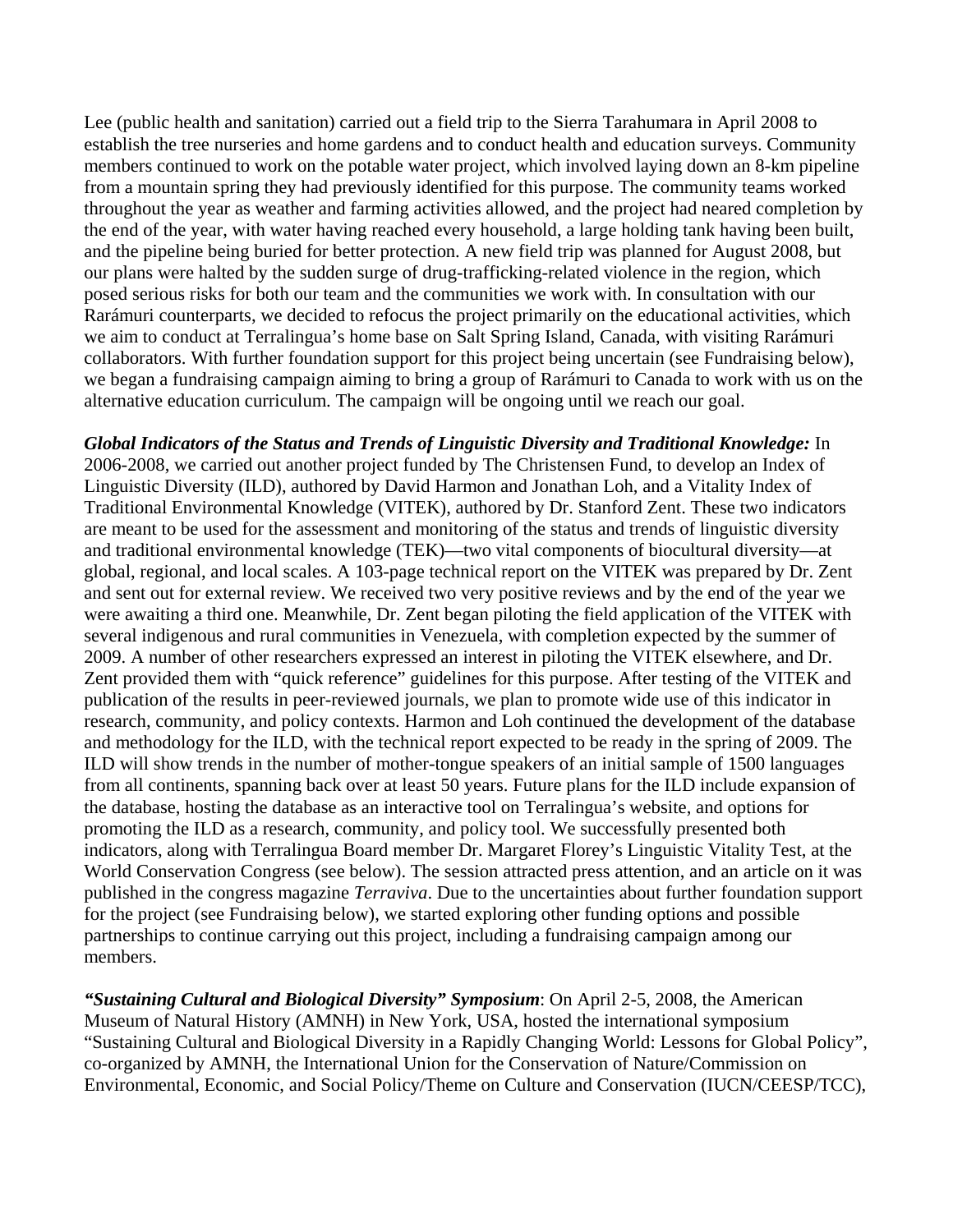Lee (public health and sanitation) carried out a field trip to the Sierra Tarahumara in April 2008 to establish the tree nurseries and home gardens and to conduct health and education surveys. Community members continued to work on the potable water project, which involved laying down an 8-km pipeline from a mountain spring they had previously identified for this purpose. The community teams worked throughout the year as weather and farming activities allowed, and the project had neared completion by the end of the year, with water having reached every household, a large holding tank having been built, and the pipeline being buried for better protection. A new field trip was planned for August 2008, but our plans were halted by the sudden surge of drug-trafficking-related violence in the region, which posed serious risks for both our team and the communities we work with. In consultation with our Rarámuri counterparts, we decided to refocus the project primarily on the educational activities, which we aim to conduct at Terralingua's home base on Salt Spring Island, Canada, with visiting Rarámuri collaborators. With further foundation support for this project being uncertain (see Fundraising below), we began a fundraising campaign aiming to bring a group of Rarámuri to Canada to work with us on the alternative education curriculum. The campaign will be ongoing until we reach our goal.

***Global Indicators of the Status and Trends of Linguistic Diversity and Traditional Knowledge:*** In 2006-2008, we carried out another project funded by The Christensen Fund, to develop an Index of Linguistic Diversity (ILD), authored by David Harmon and Jonathan Loh, and a Vitality Index of Traditional Environmental Knowledge (VITEK), authored by Dr. Stanford Zent. These two indicators are meant to be used for the assessment and monitoring of the status and trends of linguistic diversity and traditional environmental knowledge (TEK)—two vital components of biocultural diversity—at global, regional, and local scales. A 103-page technical report on the VITEK was prepared by Dr. Zent and sent out for external review. We received two very positive reviews and by the end of the year we were awaiting a third one. Meanwhile, Dr. Zent began piloting the field application of the VITEK with several indigenous and rural communities in Venezuela, with completion expected by the summer of 2009. A number of other researchers expressed an interest in piloting the VITEK elsewhere, and Dr. Zent provided them with "quick reference" guidelines for this purpose. After testing of the VITEK and publication of the results in peer-reviewed journals, we plan to promote wide use of this indicator in research, community, and policy contexts. Harmon and Loh continued the development of the database and methodology for the ILD, with the technical report expected to be ready in the spring of 2009. The ILD will show trends in the number of mother-tongue speakers of an initial sample of 1500 languages from all continents, spanning back over at least 50 years. Future plans for the ILD include expansion of the database, hosting the database as an interactive tool on Terralingua's website, and options for promoting the ILD as a research, community, and policy tool. We successfully presented both indicators, along with Terralingua Board member Dr. Margaret Florey's Linguistic Vitality Test, at the World Conservation Congress (see below). The session attracted press attention, and an article on it was published in the congress magazine *Terraviva*. Due to the uncertainties about further foundation support for the project (see Fundraising below), we started exploring other funding options and possible partnerships to continue carrying out this project, including a fundraising campaign among our members.

***"Sustaining Cultural and Biological Diversity" Symposium***: On April 2-5, 2008, the American Museum of Natural History (AMNH) in New York, USA, hosted the international symposium "Sustaining Cultural and Biological Diversity in a Rapidly Changing World: Lessons for Global Policy", co-organized by AMNH, the International Union for the Conservation of Nature/Commission on Environmental, Economic, and Social Policy/Theme on Culture and Conservation (IUCN/CEESP/TCC),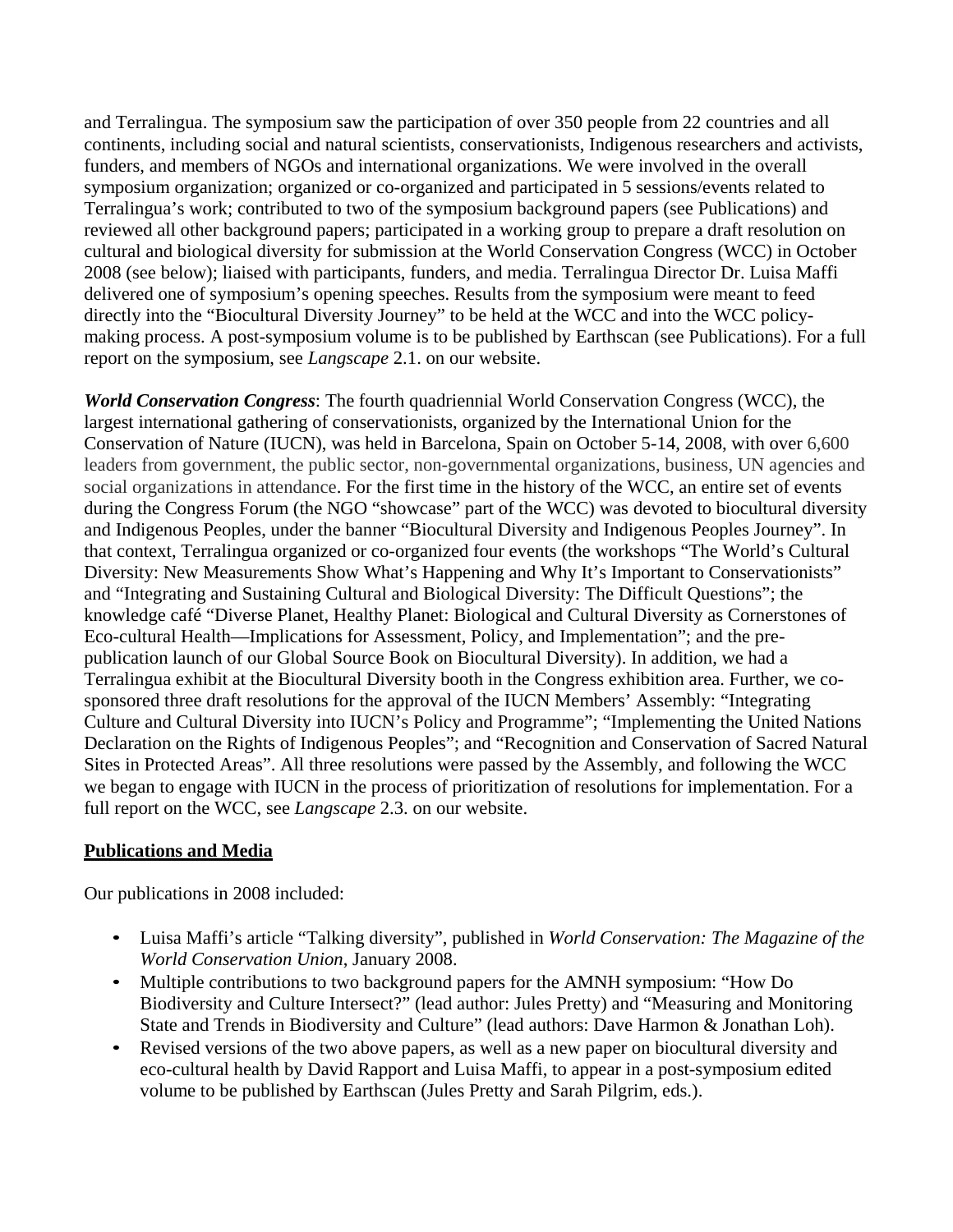and Terralingua. The symposium saw the participation of over 350 people from 22 countries and all continents, including social and natural scientists, conservationists, Indigenous researchers and activists, funders, and members of NGOs and international organizations. We were involved in the overall symposium organization; organized or co-organized and participated in 5 sessions/events related to Terralingua's work; contributed to two of the symposium background papers (see Publications) and reviewed all other background papers; participated in a working group to prepare a draft resolution on cultural and biological diversity for submission at the World Conservation Congress (WCC) in October 2008 (see below); liaised with participants, funders, and media. Terralingua Director Dr. Luisa Maffi delivered one of symposium's opening speeches. Results from the symposium were meant to feed directly into the "Biocultural Diversity Journey" to be held at the WCC and into the WCC policy-making process. A post-symposium volume is to be published by Earthscan (see Publications). For a full report on the symposium, see *Langscape* 2.1. on our website.

***World Conservation Congress***: The fourth quadriennial World Conservation Congress (WCC), the largest international gathering of conservationists, organized by the International Union for the Conservation of Nature (IUCN), was held in Barcelona, Spain on October 5-14, 2008, with over 6,600 leaders from government, the public sector, non-governmental organizations, business, UN agencies and social organizations in attendance. For the first time in the history of the WCC, an entire set of events during the Congress Forum (the NGO "showcase" part of the WCC) was devoted to biocultural diversity and Indigenous Peoples, under the banner "Biocultural Diversity and Indigenous Peoples Journey". In that context, Terralingua organized or co-organized four events (the workshops "The World's Cultural Diversity: New Measurements Show What's Happening and Why It's Important to Conservationists" and "Integrating and Sustaining Cultural and Biological Diversity: The Difficult Questions"; the knowledge café "Diverse Planet, Healthy Planet: Biological and Cultural Diversity as Cornerstones of Eco-cultural Health—Implications for Assessment, Policy, and Implementation"; and the pre-publication launch of our Global Source Book on Biocultural Diversity). In addition, we had a Terralingua exhibit at the Biocultural Diversity booth in the Congress exhibition area. Further, we co-sponsored three draft resolutions for the approval of the IUCN Members' Assembly: "Integrating Culture and Cultural Diversity into IUCN's Policy and Programme"; "Implementing the United Nations Declaration on the Rights of Indigenous Peoples"; and "Recognition and Conservation of Sacred Natural Sites in Protected Areas". All three resolutions were passed by the Assembly, and following the WCC we began to engage with IUCN in the process of prioritization of resolutions for implementation. For a full report on the WCC, see *Langscape* 2.3. on our website.

## Publications and Media

Our publications in 2008 included:

- Luisa Maffi's article "Talking diversity", published in *World Conservation: The Magazine of the World Conservation Union*, January 2008.
- Multiple contributions to two background papers for the AMNH symposium: "How Do Biodiversity and Culture Intersect?" (lead author: Jules Pretty) and "Measuring and Monitoring State and Trends in Biodiversity and Culture" (lead authors: Dave Harmon & Jonathan Loh).
- Revised versions of the two above papers, as well as a new paper on biocultural diversity and eco-cultural health by David Rapport and Luisa Maffi, to appear in a post-symposium edited volume to be published by Earthscan (Jules Pretty and Sarah Pilgrim, eds.).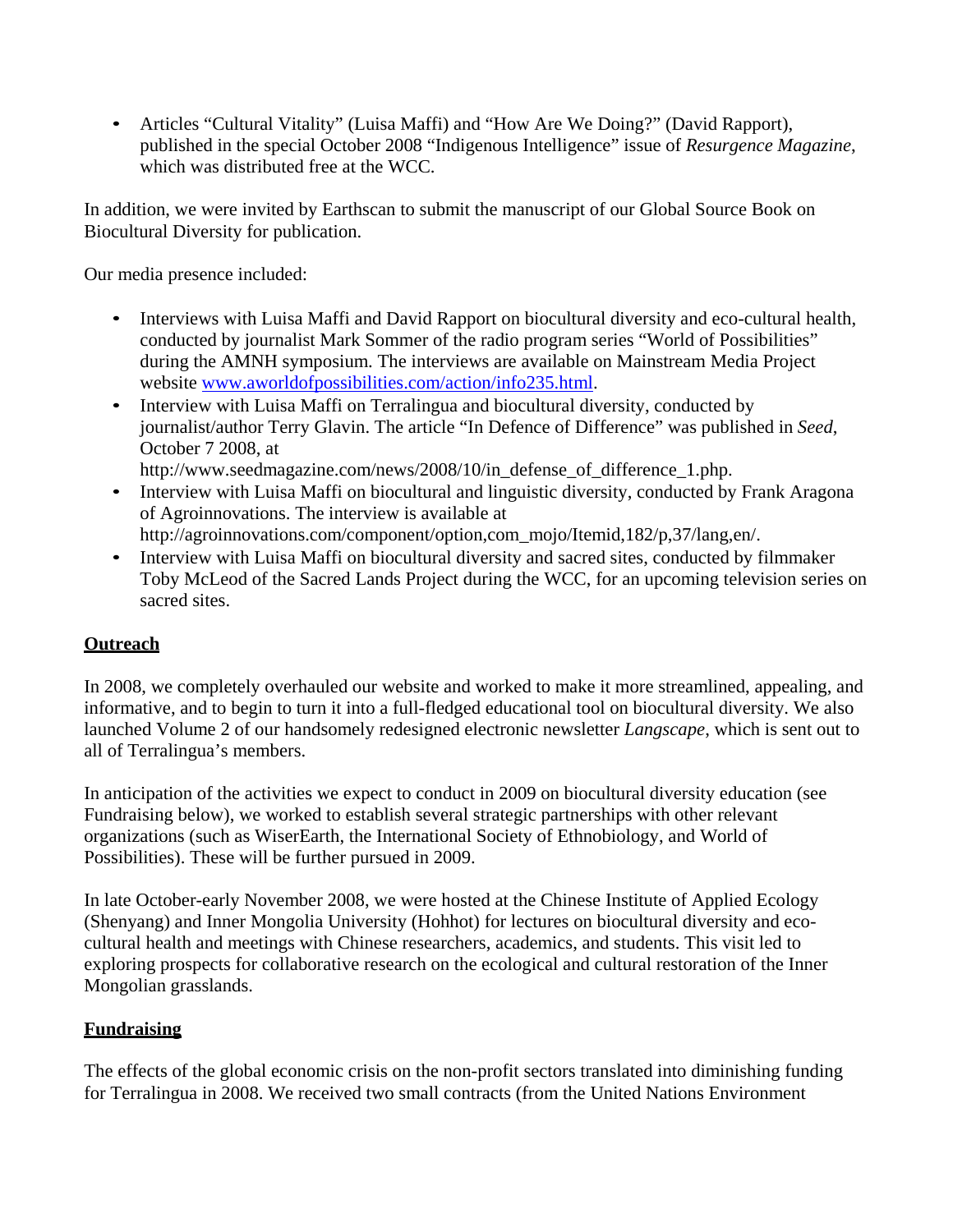- Articles "Cultural Vitality" (Luisa Maffi) and "How Are We Doing?" (David Rapport), published in the special October 2008 "Indigenous Intelligence" issue of *Resurgence Magazine*, which was distributed free at the WCC.

In addition, we were invited by Earthscan to submit the manuscript of our Global Source Book on Biocultural Diversity for publication.

Our media presence included:

- Interviews with Luisa Maffi and David Rapport on biocultural diversity and eco-cultural health, conducted by journalist Mark Sommer of the radio program series "World of Possibilities" during the AMNH symposium. The interviews are available on Mainstream Media Project website [www.aworldofpossibilities.com/action/info235.html](www.aworldofpossibilities.com/action/info235.html).
- Interview with Luisa Maffi on Terralingua and biocultural diversity, conducted by journalist/author Terry Glavin. The article "In Defence of Difference" was published in *Seed*, October 7 2008, at http://www.seedmagazine.com/news/2008/10/in_defense_of_difference_1.php.
- Interview with Luisa Maffi on biocultural and linguistic diversity, conducted by Frank Aragona of Agroinnovations. The interview is available at http://agroinnovations.com/component/option,com_mojo/Itemid,182/p,37/lang,en/.
- Interview with Luisa Maffi on biocultural diversity and sacred sites, conducted by filmmaker Toby McLeod of the Sacred Lands Project during the WCC, for an upcoming television series on sacred sites.

**Outreach**

In 2008, we completely overhauled our website and worked to make it more streamlined, appealing, and informative, and to begin to turn it into a full-fledged educational tool on biocultural diversity. We also launched Volume 2 of our handsomely redesigned electronic newsletter *Langscape*, which is sent out to all of Terralingua's members.

In anticipation of the activities we expect to conduct in 2009 on biocultural diversity education (see Fundraising below), we worked to establish several strategic partnerships with other relevant organizations (such as WiserEarth, the International Society of Ethnobiology, and World of Possibilities). These will be further pursued in 2009.

In late October-early November 2008, we were hosted at the Chinese Institute of Applied Ecology (Shenyang) and Inner Mongolia University (Hohhot) for lectures on biocultural diversity and eco-cultural health and meetings with Chinese researchers, academics, and students. This visit led to exploring prospects for collaborative research on the ecological and cultural restoration of the Inner Mongolian grasslands.

**Fundraising**

The effects of the global economic crisis on the non-profit sectors translated into diminishing funding for Terralingua in 2008. We received two small contracts (from the United Nations Environment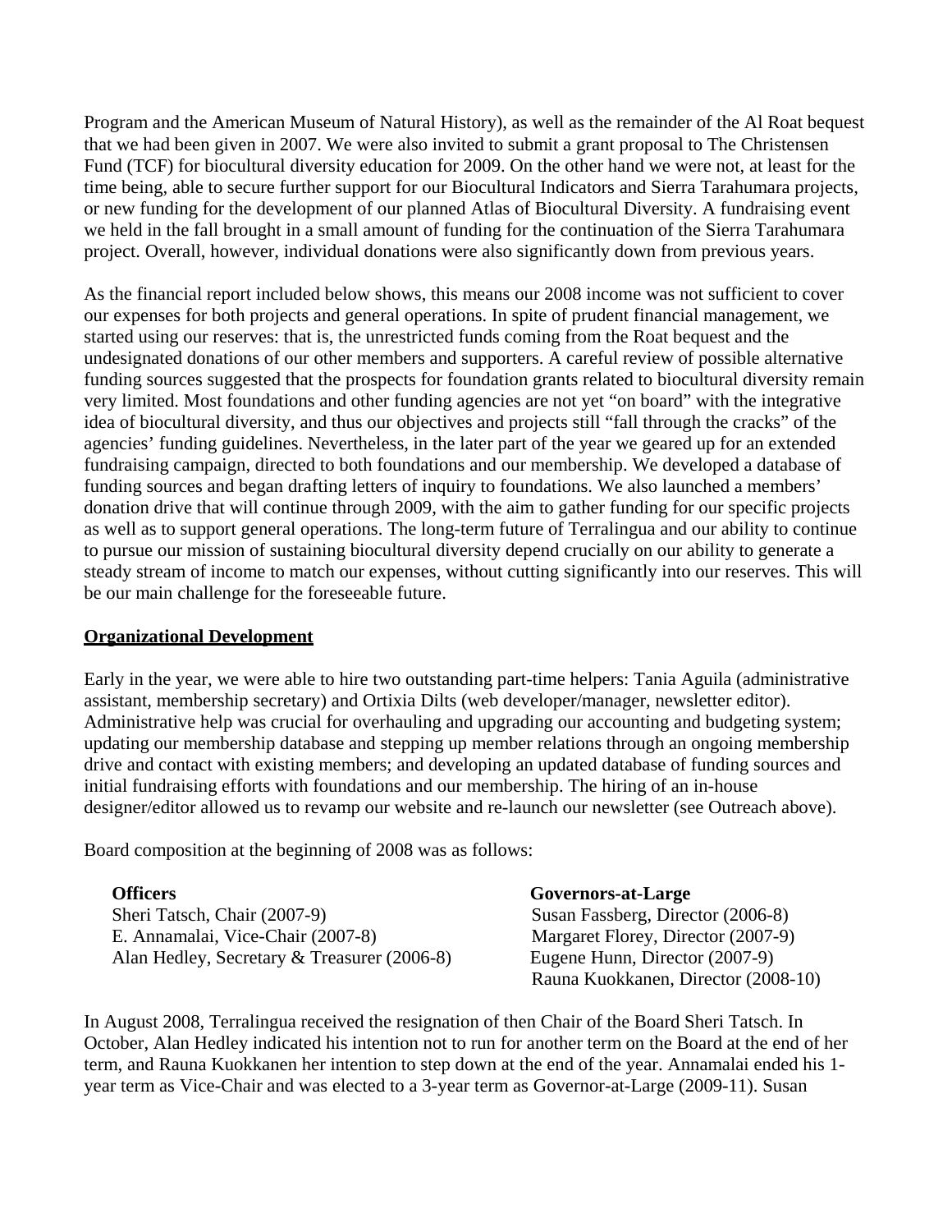Program and the American Museum of Natural History), as well as the remainder of the Al Roat bequest that we had been given in 2007. We were also invited to submit a grant proposal to The Christensen Fund (TCF) for biocultural diversity education for 2009. On the other hand we were not, at least for the time being, able to secure further support for our Biocultural Indicators and Sierra Tarahumara projects, or new funding for the development of our planned Atlas of Biocultural Diversity. A fundraising event we held in the fall brought in a small amount of funding for the continuation of the Sierra Tarahumara project. Overall, however, individual donations were also significantly down from previous years.

As the financial report included below shows, this means our 2008 income was not sufficient to cover our expenses for both projects and general operations. In spite of prudent financial management, we started using our reserves: that is, the unrestricted funds coming from the Roat bequest and the undesignated donations of our other members and supporters. A careful review of possible alternative funding sources suggested that the prospects for foundation grants related to biocultural diversity remain very limited. Most foundations and other funding agencies are not yet "on board" with the integrative idea of biocultural diversity, and thus our objectives and projects still "fall through the cracks" of the agencies' funding guidelines. Nevertheless, in the later part of the year we geared up for an extended fundraising campaign, directed to both foundations and our membership. We developed a database of funding sources and began drafting letters of inquiry to foundations. We also launched a members' donation drive that will continue through 2009, with the aim to gather funding for our specific projects as well as to support general operations. The long-term future of Terralingua and our ability to continue to pursue our mission of sustaining biocultural diversity depend crucially on our ability to generate a steady stream of income to match our expenses, without cutting significantly into our reserves. This will be our main challenge for the foreseeable future.

## Organizational Development

Early in the year, we were able to hire two outstanding part-time helpers: Tania Aguila (administrative assistant, membership secretary) and Ortixia Dilts (web developer/manager, newsletter editor). Administrative help was crucial for overhauling and upgrading our accounting and budgeting system; updating our membership database and stepping up member relations through an ongoing membership drive and contact with existing members; and developing an updated database of funding sources and initial fundraising efforts with foundations and our membership. The hiring of an in-house designer/editor allowed us to revamp our website and re-launch our newsletter (see Outreach above).

Board composition at the beginning of 2008 was as follows:

| **Officers** | **Governors-at-Large** |
|---|---|
| Sheri Tatsch, Chair (2007-9) | Susan Fassberg, Director (2006-8) |
| E. Annamalai, Vice-Chair (2007-8) | Margaret Florey, Director (2007-9) |
| Alan Hedley, Secretary & Treasurer (2006-8) | Eugene Hunn, Director (2007-9) |
| | Rauna Kuokkanen, Director (2008-10) |

In August 2008, Terralingua received the resignation of then Chair of the Board Sheri Tatsch. In October, Alan Hedley indicated his intention not to run for another term on the Board at the end of her term, and Rauna Kuokkanen her intention to step down at the end of the year. Annamalai ended his 1-year term as Vice-Chair and was elected to a 3-year term as Governor-at-Large (2009-11). Susan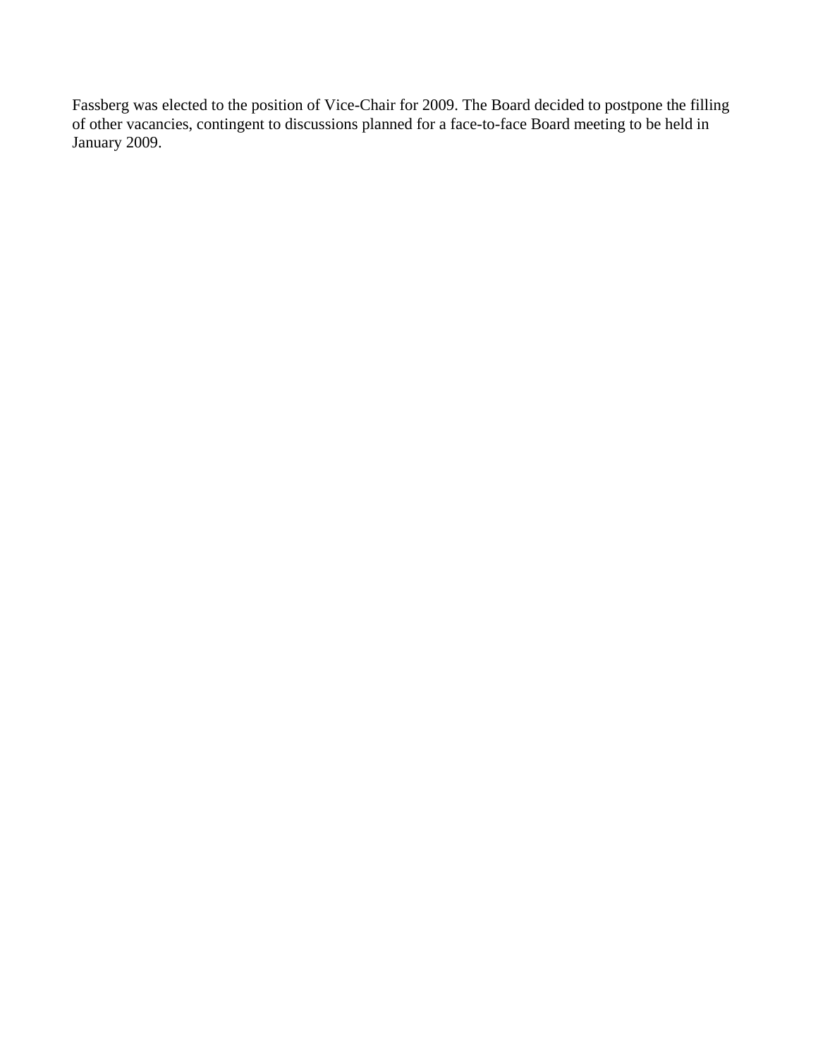Fassberg was elected to the position of Vice-Chair for 2009. The Board decided to postpone the filling of other vacancies, contingent to discussions planned for a face-to-face Board meeting to be held in January 2009.